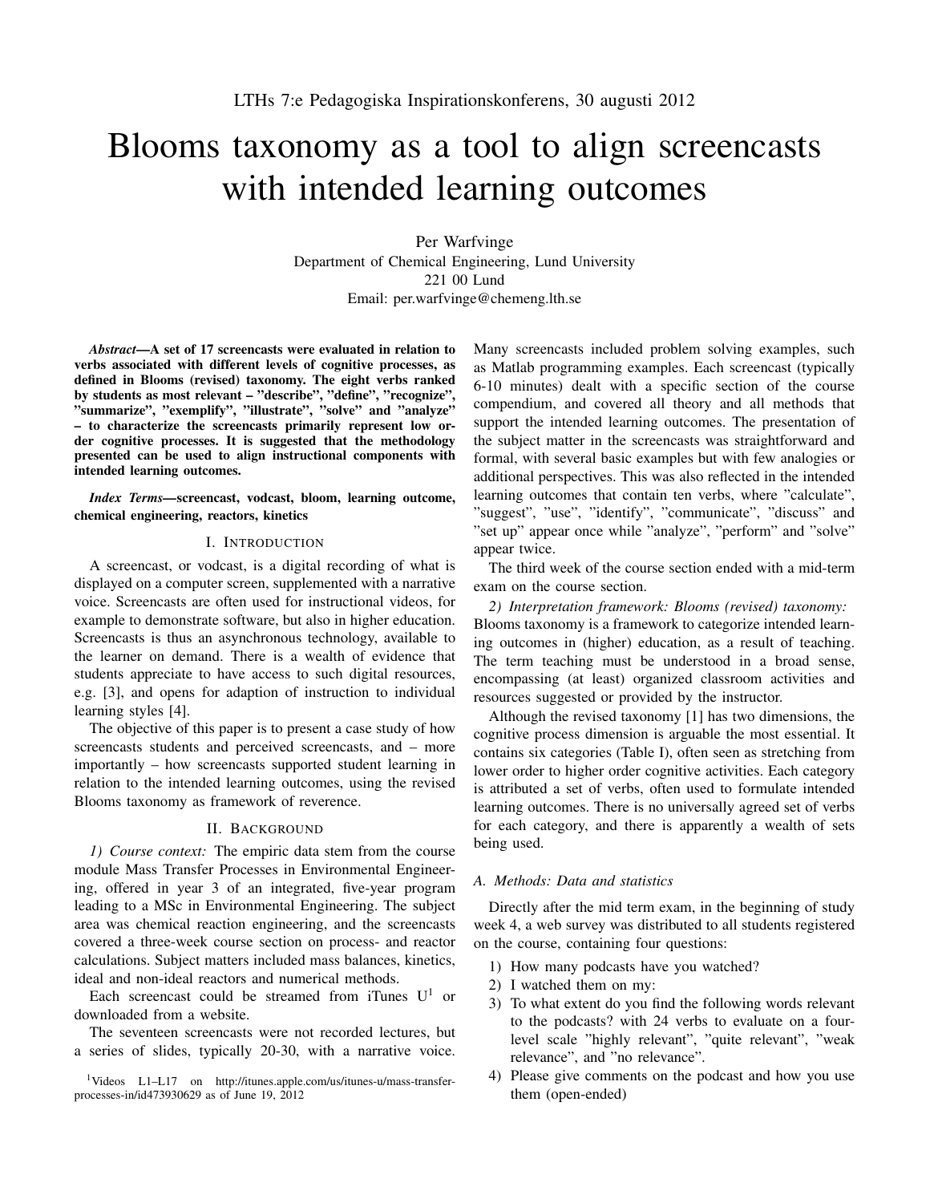LTHs 7:e Pedagogiska Inspirationskonferens, 30 augusti 2012

# Blooms taxonomy as a tool to align screencasts with intended learning outcomes

Per Warfvinge
Department of Chemical Engineering, Lund University
221 00 Lund
Email: per.warfvinge@chemeng.lth.se

***Abstract*—A set of 17 screencasts were evaluated in relation to verbs associated with different levels of cognitive processes, as defined in Blooms (revised) taxonomy. The eight verbs ranked by students as most relevant – ”describe”, ”define”, ”recognize”, ”summarize”, ”exemplify”, ”illustrate”, ”solve” and ”analyze” – to characterize the screencasts primarily represent low order cognitive processes. It is suggested that the methodology presented can be used to align instructional components with intended learning outcomes.**

***Index Terms*—screencast, vodcast, bloom, learning outcome, chemical engineering, reactors, kinetics**

## I. Introduction

A screencast, or vodcast, is a digital recording of what is displayed on a computer screen, supplemented with a narrative voice. Screencasts are often used for instructional videos, for example to demonstrate software, but also in higher education. Screencasts is thus an asynchronous technology, available to the learner on demand. There is a wealth of evidence that students appreciate to have access to such digital resources, e.g. [3], and opens for adaption of instruction to individual learning styles [4].

The objective of this paper is to present a case study of how screencasts students and perceived screencasts, and – more importantly – how screencasts supported student learning in relation to the intended learning outcomes, using the revised Blooms taxonomy as framework of reverence.

## II. Background

*1) Course context:* The empiric data stem from the course module Mass Transfer Processes in Environmental Engineering, offered in year 3 of an integrated, five-year program leading to a MSc in Environmental Engineering. The subject area was chemical reaction engineering, and the screencasts covered a three-week course section on process- and reactor calculations. Subject matters included mass balances, kinetics, ideal and non-ideal reactors and numerical methods.

Each screencast could be streamed from iTunes U[1] or downloaded from a website.

The seventeen screencasts were not recorded lectures, but a series of slides, typically 20-30, with a narrative voice. Many screencasts included problem solving examples, such as Matlab programming examples. Each screencast (typically 6-10 minutes) dealt with a specific section of the course compendium, and covered all theory and all methods that support the intended learning outcomes. The presentation of the subject matter in the screencasts was straightforward and formal, with several basic examples but with few analogies or additional perspectives. This was also reflected in the intended learning outcomes that contain ten verbs, where ”calculate”, ”suggest”, ”use”, ”identify”, ”communicate”, ”discuss” and ”set up” appear once while ”analyze”, ”perform” and ”solve” appear twice.

The third week of the course section ended with a mid-term exam on the course section.

*2) Interpretation framework: Blooms (revised) taxonomy:* Blooms taxonomy is a framework to categorize intended learning outcomes in (higher) education, as a result of teaching. The term teaching must be understood in a broad sense, encompassing (at least) organized classroom activities and resources suggested or provided by the instructor.

Although the revised taxonomy [1] has two dimensions, the cognitive process dimension is arguable the most essential. It contains six categories (Table I), often seen as stretching from lower order to higher order cognitive activities. Each category is attributed a set of verbs, often used to formulate intended learning outcomes. There is no universally agreed set of verbs for each category, and there is apparently a wealth of sets being used.

### A. Methods: Data and statistics

Directly after the mid term exam, in the beginning of study week 4, a web survey was distributed to all students registered on the course, containing four questions:

1) How many podcasts have you watched?
2) I watched them on my:
3) To what extent do you find the following words relevant to the podcasts? with 24 verbs to evaluate on a four-level scale "highly relevant", ”quite relevant”, ”weak relevance”, and ”no relevance”.
4) Please give comments on the podcast and how you use them (open-ended)

[1] Videos L1–L17 on http://itunes.apple.com/us/itunes-u/mass-transfer-processes-in/id473930629 as of June 19, 2012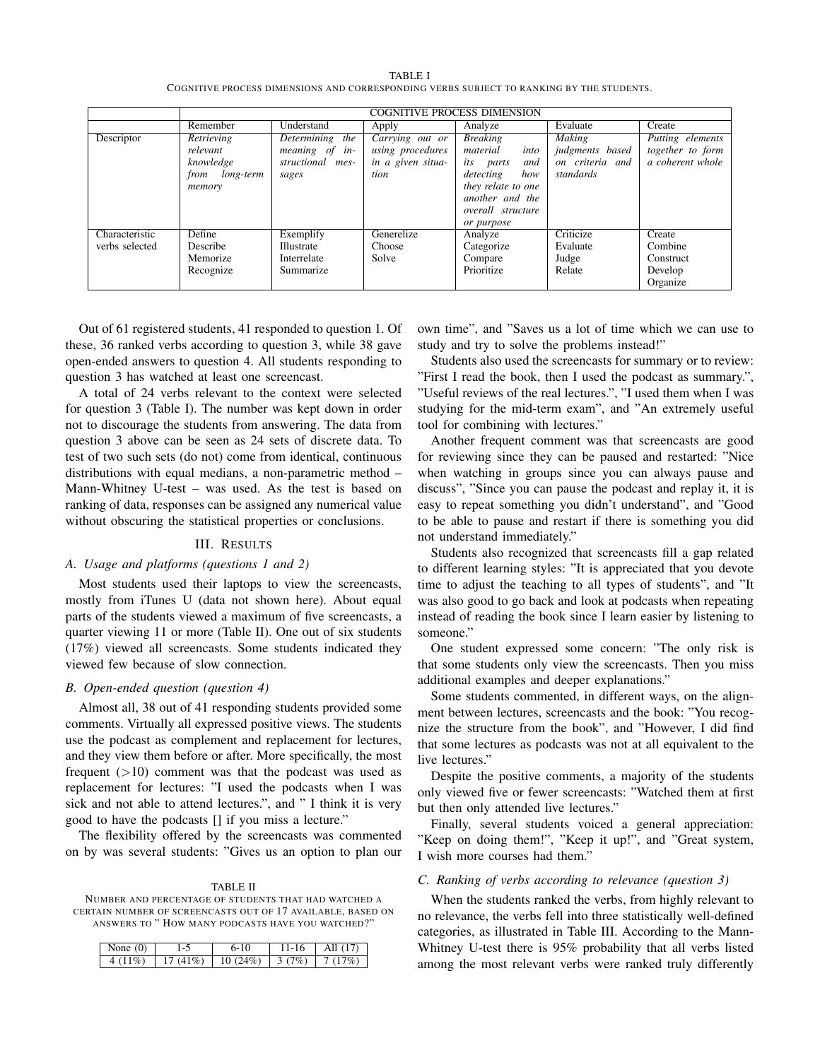TABLE I

COGNITIVE PROCESS DIMENSIONS AND CORRESPONDING VERBS SUBJECT TO RANKING BY THE STUDENTS.

| | COGNITIVE PROCESS DIMENSION | | | | | |
|---|---|---|---|---|---|---|
| | Remember | Understand | Apply | Analyze | Evaluate | Create |
| Descriptor | *Retrieving relevant knowledge from long-term memory* | *Determining the meaning of instructional messages* | *Carrying out or using procedures in a given situation* | *Breaking material into its parts and detecting how they relate to one another and the overall structure or purpose* | *Making judgments based on criteria and standards* | *Putting elements together to form a coherent whole* |
| Characteristic verbs selected | Define<br>Describe<br>Memorize<br>Recognize | Exemplify<br>Illustrate<br>Interrelate<br>Summarize | Generelize<br>Choose<br>Solve | Analyze<br>Categorize<br>Compare<br>Prioritize | Criticize<br>Evaluate<br>Judge<br>Relate | Create<br>Combine<br>Construct<br>Develop<br>Organize |

Out of 61 registered students, 41 responded to question 1. Of these, 36 ranked verbs according to question 3, while 38 gave open-ended answers to question 4. All students responding to question 3 has watched at least one screencast.

A total of 24 verbs relevant to the context were selected for question 3 (Table I). The number was kept down in order not to discourage the students from answering. The data from question 3 above can be seen as 24 sets of discrete data. To test of two such sets (do not) come from identical, continuous distributions with equal medians, a non-parametric method – Mann-Whitney U-test – was used. As the test is based on ranking of data, responses can be assigned any numerical value without obscuring the statistical properties or conclusions.

## III. RESULTS

### A. Usage and platforms (questions 1 and 2)

Most students used their laptops to view the screencasts, mostly from iTunes U (data not shown here). About equal parts of the students viewed a maximum of five screencasts, a quarter viewing 11 or more (Table II). One out of six students (17%) viewed all screencasts. Some students indicated they viewed few because of slow connection.

### B. Open-ended question (question 4)

Almost all, 38 out of 41 responding students provided some comments. Virtually all expressed positive views. The students use the podcast as complement and replacement for lectures, and they view them before or after. More specifically, the most frequent (>10) comment was that the podcast was used as replacement for lectures: "I used the podcasts when I was sick and not able to attend lectures.", and " I think it is very good to have the podcasts [] if you miss a lecture."

The flexibility offered by the screencasts was commented on by was several students: "Gives us an option to plan our own time", and "Saves us a lot of time which we can use to study and try to solve the problems instead!"

Students also used the screencasts for summary or to review: "First I read the book, then I used the podcast as summary.", "Useful reviews of the real lectures.", "I used them when I was studying for the mid-term exam", and "An extremely useful tool for combining with lectures."

Another frequent comment was that screencasts are good for reviewing since they can be paused and restarted: "Nice when watching in groups since you can always pause and discuss", "Since you can pause the podcast and replay it, it is easy to repeat something you didn't understand", and "Good to be able to pause and restart if there is something you did not understand immediately."

Students also recognized that screencasts fill a gap related to different learning styles: "It is appreciated that you devote time to adjust the teaching to all types of students", and "It was also good to go back and look at podcasts when repeating instead of reading the book since I learn easier by listening to someone."

One student expressed some concern: "The only risk is that some students only view the screencasts. Then you miss additional examples and deeper explanations."

Some students commented, in different ways, on the alignment between lectures, screencasts and the book: "You recognize the structure from the book", and "However, I did find that some lectures as podcasts was not at all equivalent to the live lectures."

Despite the positive comments, a majority of the students only viewed five or fewer screencasts: "Watched them at first but then only attended live lectures."

Finally, several students voiced a general appreciation: "Keep on doing them!", "Keep it up!", and "Great system, I wish more courses had them."

TABLE II

NUMBER AND PERCENTAGE OF STUDENTS THAT HAD WATCHED A CERTAIN NUMBER OF SCREENCASTS OUT OF 17 AVAILABLE, BASED ON ANSWERS TO " HOW MANY PODCASTS HAVE YOU WATCHED?"

| None (0) | 1-5 | 6-10 | 11-16 | All (17) |
|---|---|---|---|---|
| 4 (11%) | 17 (41%) | 10 (24%) | 3 (7%) | 7 (17%) |

### C. Ranking of verbs according to relevance (question 3)

When the students ranked the verbs, from highly relevant to no relevance, the verbs fell into three statistically well-defined categories, as illustrated in Table III. According to the Mann-Whitney U-test there is 95% probability that all verbs listed among the most relevant verbs were ranked truly differently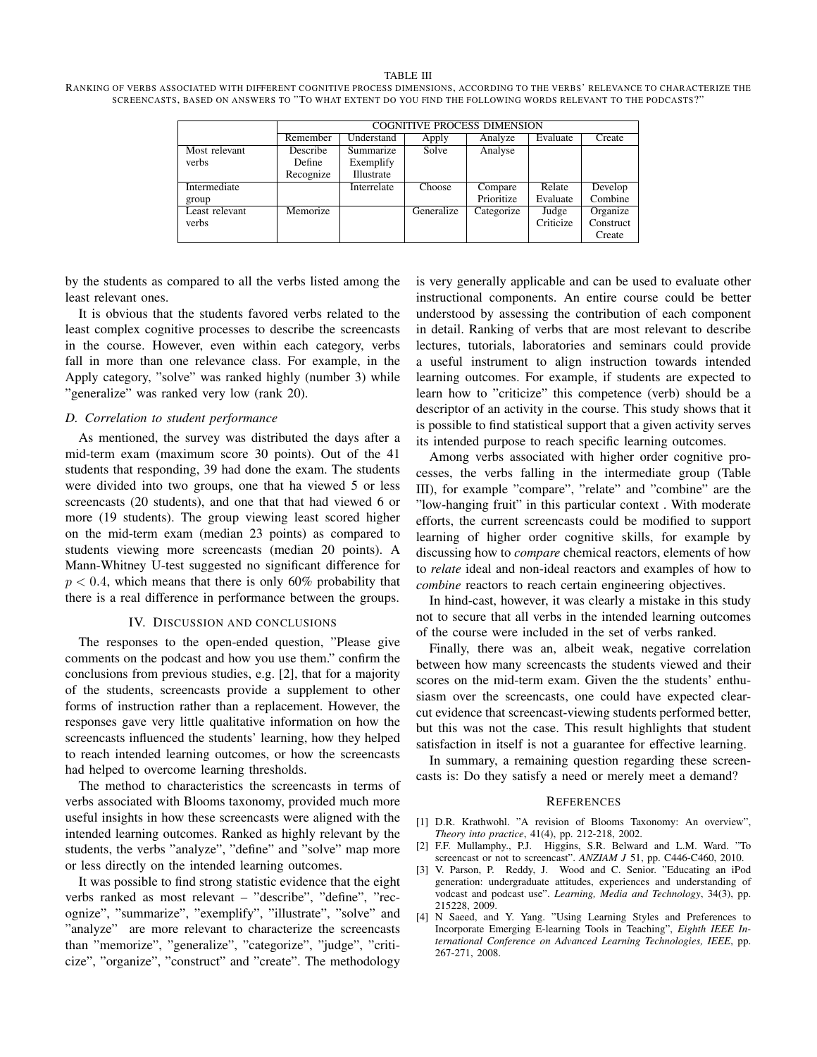TABLE III
RANKING OF VERBS ASSOCIATED WITH DIFFERENT COGNITIVE PROCESS DIMENSIONS, ACCORDING TO THE VERBS' RELEVANCE TO CHARACTERIZE THE SCREENCASTS, BASED ON ANSWERS TO "TO WHAT EXTENT DO YOU FIND THE FOLLOWING WORDS RELEVANT TO THE PODCASTS?"

| | COGNITIVE PROCESS DIMENSION | | | | | |
|---|---|---|---|---|---|---|
| | Remember | Understand | Apply | Analyze | Evaluate | Create |
| Most relevant verbs | Describe Define Recognize | Summarize Exemplify Illustrate | Solve | Analyse | | |
| Intermediate group | | Interrelate | Choose | Compare Prioritize | Relate Evaluate | Develop Combine |
| Least relevant verbs | Memorize | | Generalize | Categorize | Judge Criticize | Organize Construct Create |

by the students as compared to all the verbs listed among the least relevant ones.

It is obvious that the students favored verbs related to the least complex cognitive processes to describe the screencasts in the course. However, even within each category, verbs fall in more than one relevance class. For example, in the Apply category, "solve" was ranked highly (number 3) while "generalize" was ranked very low (rank 20).

### D. Correlation to student performance

As mentioned, the survey was distributed the days after a mid-term exam (maximum score 30 points). Out of the 41 students that responding, 39 had done the exam. The students were divided into two groups, one that ha viewed 5 or less screencasts (20 students), and one that that had viewed 6 or more (19 students). The group viewing least scored higher on the mid-term exam (median 23 points) as compared to students viewing more screencasts (median 20 points). A Mann-Whitney U-test suggested no significant difference for $p < 0.4$, which means that there is only 60% probability that there is a real difference in performance between the groups.

## IV. Discussion and conclusions

The responses to the open-ended question, "Please give comments on the podcast and how you use them." confirm the conclusions from previous studies, e.g. [2], that for a majority of the students, screencasts provide a supplement to other forms of instruction rather than a replacement. However, the responses gave very little qualitative information on how the screencasts influenced the students' learning, how they helped to reach intended learning outcomes, or how the screencasts had helped to overcome learning thresholds.

The method to characteristics the screencasts in terms of verbs associated with Blooms taxonomy, provided much more useful insights in how these screencasts were aligned with the intended learning outcomes. Ranked as highly relevant by the students, the verbs "analyze", "define" and "solve" map more or less directly on the intended learning outcomes.

It was possible to find strong statistic evidence that the eight verbs ranked as most relevant – "describe", "define", "recognize", "summarize", "exemplify", "illustrate", "solve" and "analyze" are more relevant to characterize the screencasts than "memorize", "generalize", "categorize", "judge", "criticize", "organize", "construct" and "create". The methodology is very generally applicable and can be used to evaluate other instructional components. An entire course could be better understood by assessing the contribution of each component in detail. Ranking of verbs that are most relevant to describe lectures, tutorials, laboratories and seminars could provide a useful instrument to align instruction towards intended learning outcomes. For example, if students are expected to learn how to "criticize" this competence (verb) should be a descriptor of an activity in the course. This study shows that it is possible to find statistical support that a given activity serves its intended purpose to reach specific learning outcomes.

Among verbs associated with higher order cognitive processes, the verbs falling in the intermediate group (Table III), for example "compare", "relate" and "combine" are the "low-hanging fruit" in this particular context . With moderate efforts, the current screencasts could be modified to support learning of higher order cognitive skills, for example by discussing how to *compare* chemical reactors, elements of how to *relate* ideal and non-ideal reactors and examples of how to *combine* reactors to reach certain engineering objectives.

In hind-cast, however, it was clearly a mistake in this study not to secure that all verbs in the intended learning outcomes of the course were included in the set of verbs ranked.

Finally, there was an, albeit weak, negative correlation between how many screencasts the students viewed and their scores on the mid-term exam. Given the the students' enthusiasm over the screencasts, one could have expected clear-cut evidence that screencast-viewing students performed better, but this was not the case. This result highlights that student satisfaction in itself is not a guarantee for effective learning.

In summary, a remaining question regarding these screencasts is: Do they satisfy a need or merely meet a demand?

## References

[1] D.R. Krathwohl. "A revision of Blooms Taxonomy: An overview", *Theory into practice*, 41(4), pp. 212-218, 2002.

[2] F.F. Mullamphy., P.J. Higgins, S.R. Belward and L.M. Ward. "To screencast or not to screencast". *ANZIAM J* 51, pp. C446-C460, 2010.

[3] V. Parson, P. Reddy, J. Wood and C. Senior. "Educating an iPod generation: undergraduate attitudes, experiences and understanding of vodcast and podcast use". *Learning, Media and Technology*, 34(3), pp. 215228, 2009.

[4] N Saeed, and Y. Yang. "Using Learning Styles and Preferences to Incorporate Emerging E-learning Tools in Teaching", *Eighth IEEE International Conference on Advanced Learning Technologies, IEEE*, pp. 267-271, 2008.